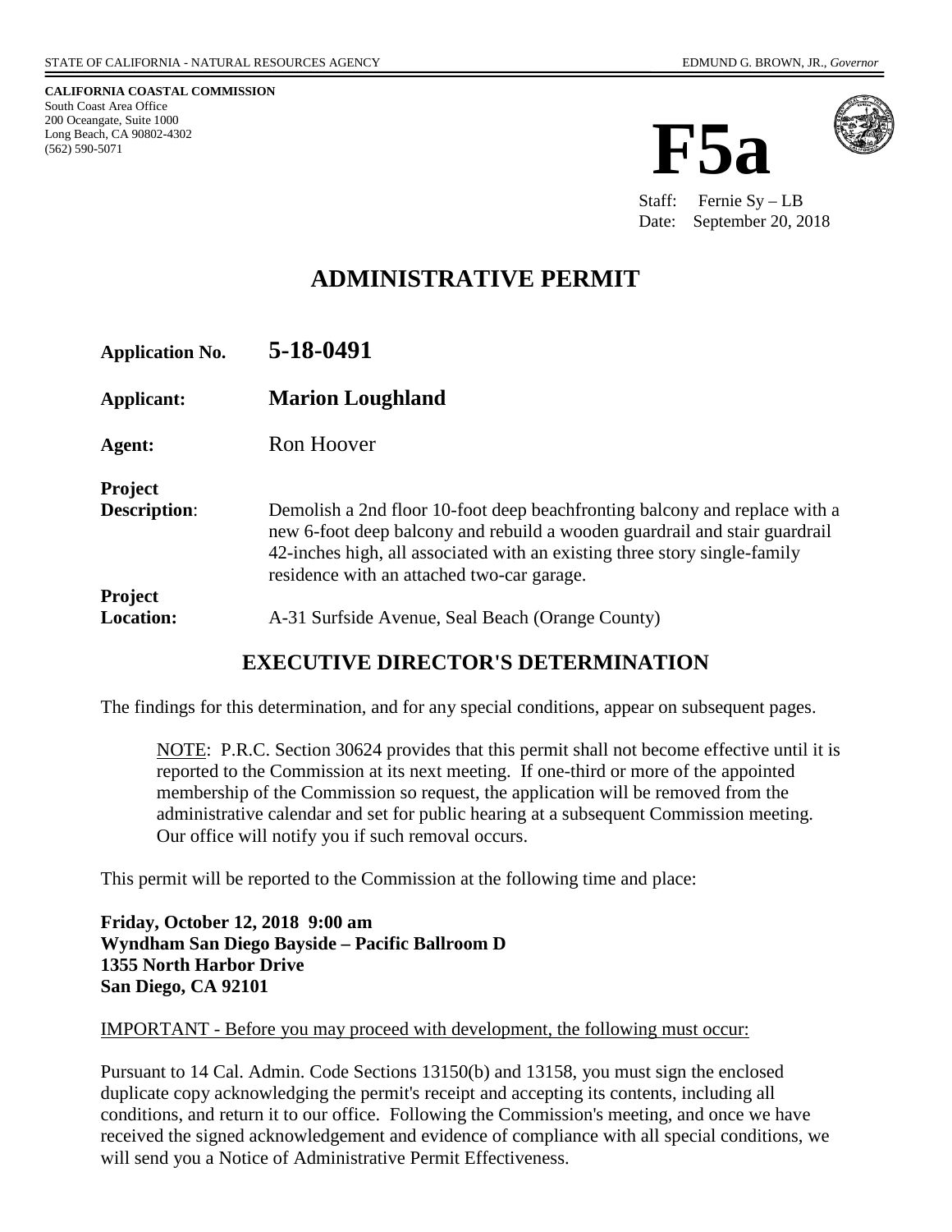STATE OF CALIFORNIA - NATURAL RESOURCES AGENCY EDMUND G. BROWN, JR., *Governor*

**CALIFORNIA COASTAL COMMISSION**
South Coast Area Office
200 Oceangate, Suite 1000
Long Beach, CA 90802-4302
(562) 590-5071

# F5a

Staff: Fernie Sy – LB
Date: September 20, 2018

# ADMINISTRATIVE PERMIT

**Application No.** **5-18-0491**

**Applicant:** **Marion Loughland**

**Agent:** Ron Hoover

**Project Description**: Demolish a 2nd floor 10-foot deep beachfronting balcony and replace with a new 6-foot deep balcony and rebuild a wooden guardrail and stair guardrail 42-inches high, all associated with an existing three story single-family residence with an attached two-car garage.

**Project Location:** A-31 Surfside Avenue, Seal Beach (Orange County)

## EXECUTIVE DIRECTOR'S DETERMINATION

The findings for this determination, and for any special conditions, appear on subsequent pages.

> NOTE: P.R.C. Section 30624 provides that this permit shall not become effective until it is reported to the Commission at its next meeting. If one-third or more of the appointed membership of the Commission so request, the application will be removed from the administrative calendar and set for public hearing at a subsequent Commission meeting. Our office will notify you if such removal occurs.

This permit will be reported to the Commission at the following time and place:

**Friday, October 12, 2018 9:00 am**
**Wyndham San Diego Bayside – Pacific Ballroom D**
**1355 North Harbor Drive**
**San Diego, CA 92101**

IMPORTANT - Before you may proceed with development, the following must occur:

Pursuant to 14 Cal. Admin. Code Sections 13150(b) and 13158, you must sign the enclosed duplicate copy acknowledging the permit's receipt and accepting its contents, including all conditions, and return it to our office. Following the Commission's meeting, and once we have received the signed acknowledgement and evidence of compliance with all special conditions, we will send you a Notice of Administrative Permit Effectiveness.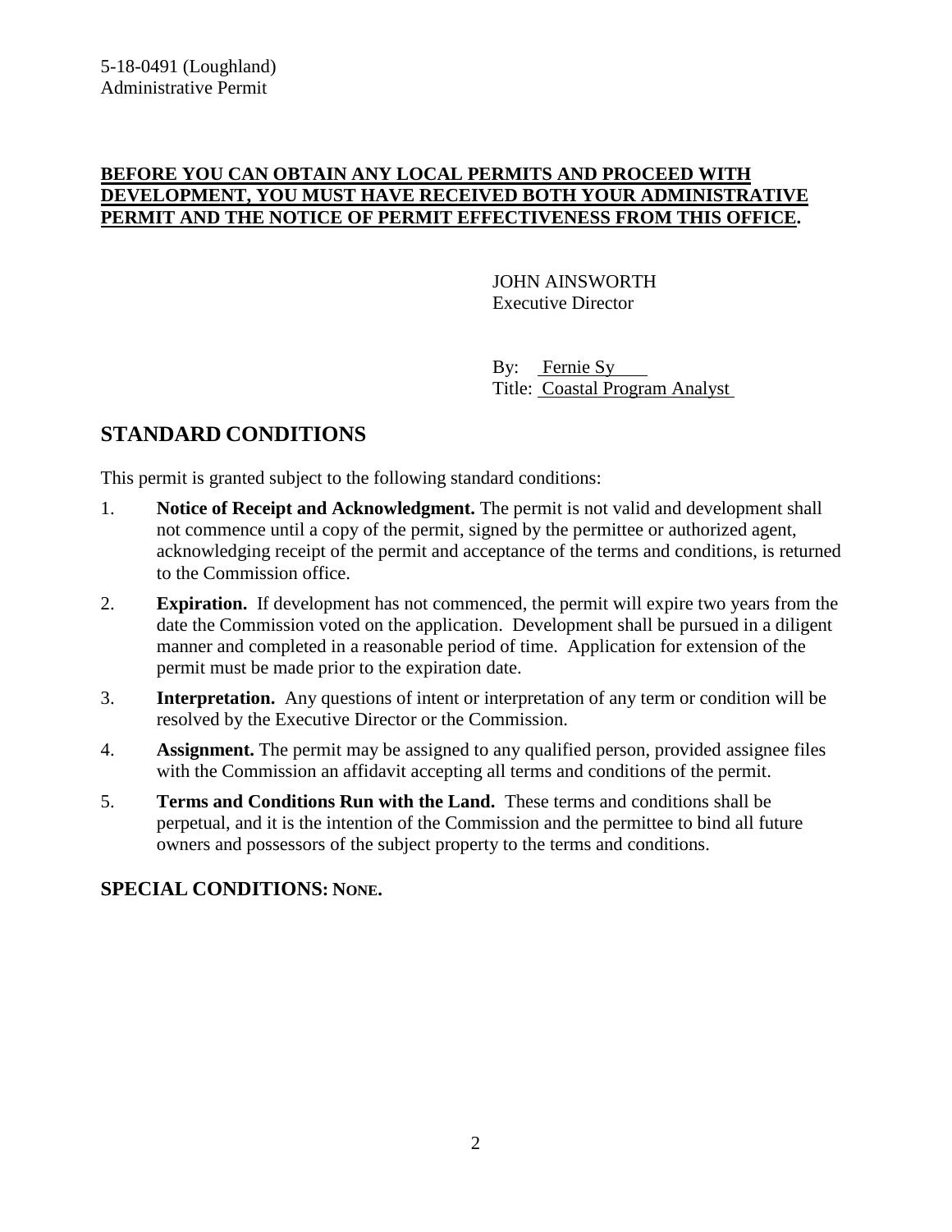**BEFORE YOU CAN OBTAIN ANY LOCAL PERMITS AND PROCEED WITH DEVELOPMENT, YOU MUST HAVE RECEIVED BOTH YOUR ADMINISTRATIVE PERMIT AND THE NOTICE OF PERMIT EFFECTIVENESS FROM THIS OFFICE.**

JOHN AINSWORTH
Executive Director

By: Fernie Sy
Title: Coastal Program Analyst

## STANDARD CONDITIONS

This permit is granted subject to the following standard conditions:

1. **Notice of Receipt and Acknowledgment.** The permit is not valid and development shall not commence until a copy of the permit, signed by the permittee or authorized agent, acknowledging receipt of the permit and acceptance of the terms and conditions, is returned to the Commission office.
2. **Expiration.** If development has not commenced, the permit will expire two years from the date the Commission voted on the application. Development shall be pursued in a diligent manner and completed in a reasonable period of time. Application for extension of the permit must be made prior to the expiration date.
3. **Interpretation.** Any questions of intent or interpretation of any term or condition will be resolved by the Executive Director or the Commission.
4. **Assignment.** The permit may be assigned to any qualified person, provided assignee files with the Commission an affidavit accepting all terms and conditions of the permit.
5. **Terms and Conditions Run with the Land.** These terms and conditions shall be perpetual, and it is the intention of the Commission and the permittee to bind all future owners and possessors of the subject property to the terms and conditions.

### SPECIAL CONDITIONS: NONE.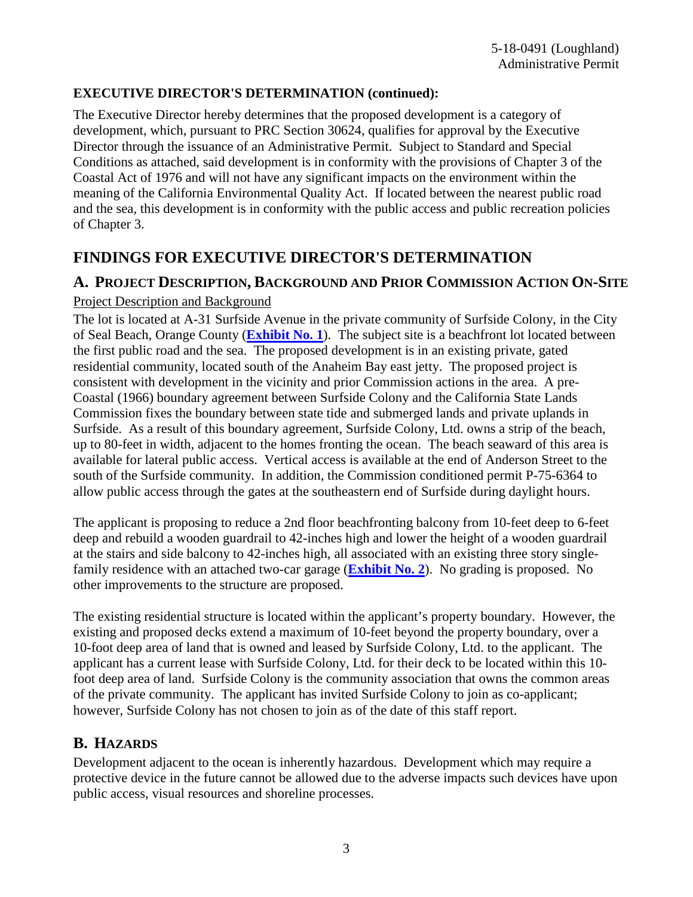**EXECUTIVE DIRECTOR'S DETERMINATION (continued):**

The Executive Director hereby determines that the proposed development is a category of development, which, pursuant to PRC Section 30624, qualifies for approval by the Executive Director through the issuance of an Administrative Permit. Subject to Standard and Special Conditions as attached, said development is in conformity with the provisions of Chapter 3 of the Coastal Act of 1976 and will not have any significant impacts on the environment within the meaning of the California Environmental Quality Act. If located between the nearest public road and the sea, this development is in conformity with the public access and public recreation policies of Chapter 3.

# FINDINGS FOR EXECUTIVE DIRECTOR'S DETERMINATION

## A. PROJECT DESCRIPTION, BACKGROUND AND PRIOR COMMISSION ACTION ON-SITE

Project Description and Background

The lot is located at A-31 Surfside Avenue in the private community of Surfside Colony, in the City of Seal Beach, Orange County (**Exhibit No. 1**). The subject site is a beachfront lot located between the first public road and the sea. The proposed development is in an existing private, gated residential community, located south of the Anaheim Bay east jetty. The proposed project is consistent with development in the vicinity and prior Commission actions in the area. A pre-Coastal (1966) boundary agreement between Surfside Colony and the California State Lands Commission fixes the boundary between state tide and submerged lands and private uplands in Surfside. As a result of this boundary agreement, Surfside Colony, Ltd. owns a strip of the beach, up to 80-feet in width, adjacent to the homes fronting the ocean. The beach seaward of this area is available for lateral public access. Vertical access is available at the end of Anderson Street to the south of the Surfside community. In addition, the Commission conditioned permit P-75-6364 to allow public access through the gates at the southeastern end of Surfside during daylight hours.

The applicant is proposing to reduce a 2nd floor beachfronting balcony from 10-feet deep to 6-feet deep and rebuild a wooden guardrail to 42-inches high and lower the height of a wooden guardrail at the stairs and side balcony to 42-inches high, all associated with an existing three story single-family residence with an attached two-car garage (**Exhibit No. 2**). No grading is proposed. No other improvements to the structure are proposed.

The existing residential structure is located within the applicant's property boundary. However, the existing and proposed decks extend a maximum of 10-feet beyond the property boundary, over a 10-foot deep area of land that is owned and leased by Surfside Colony, Ltd. to the applicant. The applicant has a current lease with Surfside Colony, Ltd. for their deck to be located within this 10-foot deep area of land. Surfside Colony is the community association that owns the common areas of the private community. The applicant has invited Surfside Colony to join as co-applicant; however, Surfside Colony has not chosen to join as of the date of this staff report.

## B. HAZARDS

Development adjacent to the ocean is inherently hazardous. Development which may require a protective device in the future cannot be allowed due to the adverse impacts such devices have upon public access, visual resources and shoreline processes.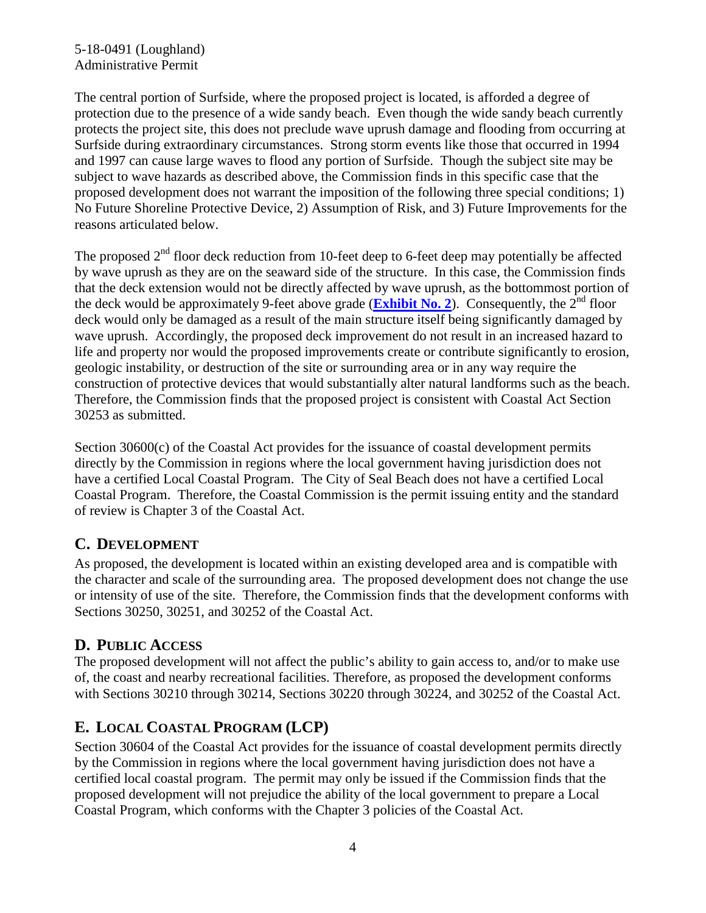The central portion of Surfside, where the proposed project is located, is afforded a degree of protection due to the presence of a wide sandy beach. Even though the wide sandy beach currently protects the project site, this does not preclude wave uprush damage and flooding from occurring at Surfside during extraordinary circumstances. Strong storm events like those that occurred in 1994 and 1997 can cause large waves to flood any portion of Surfside. Though the subject site may be subject to wave hazards as described above, the Commission finds in this specific case that the proposed development does not warrant the imposition of the following three special conditions; 1) No Future Shoreline Protective Device, 2) Assumption of Risk, and 3) Future Improvements for the reasons articulated below.

The proposed 2nd floor deck reduction from 10-feet deep to 6-feet deep may potentially be affected by wave uprush as they are on the seaward side of the structure. In this case, the Commission finds that the deck extension would not be directly affected by wave uprush, as the bottommost portion of the deck would be approximately 9-feet above grade (**Exhibit No. 2**). Consequently, the 2nd floor deck would only be damaged as a result of the main structure itself being significantly damaged by wave uprush. Accordingly, the proposed deck improvement do not result in an increased hazard to life and property nor would the proposed improvements create or contribute significantly to erosion, geologic instability, or destruction of the site or surrounding area or in any way require the construction of protective devices that would substantially alter natural landforms such as the beach. Therefore, the Commission finds that the proposed project is consistent with Coastal Act Section 30253 as submitted.

Section 30600(c) of the Coastal Act provides for the issuance of coastal development permits directly by the Commission in regions where the local government having jurisdiction does not have a certified Local Coastal Program. The City of Seal Beach does not have a certified Local Coastal Program. Therefore, the Coastal Commission is the permit issuing entity and the standard of review is Chapter 3 of the Coastal Act.

## C. Development

As proposed, the development is located within an existing developed area and is compatible with the character and scale of the surrounding area. The proposed development does not change the use or intensity of use of the site. Therefore, the Commission finds that the development conforms with Sections 30250, 30251, and 30252 of the Coastal Act.

## D. Public Access

The proposed development will not affect the public's ability to gain access to, and/or to make use of, the coast and nearby recreational facilities. Therefore, as proposed the development conforms with Sections 30210 through 30214, Sections 30220 through 30224, and 30252 of the Coastal Act.

## E. Local Coastal Program (LCP)

Section 30604 of the Coastal Act provides for the issuance of coastal development permits directly by the Commission in regions where the local government having jurisdiction does not have a certified local coastal program. The permit may only be issued if the Commission finds that the proposed development will not prejudice the ability of the local government to prepare a Local Coastal Program, which conforms with the Chapter 3 policies of the Coastal Act.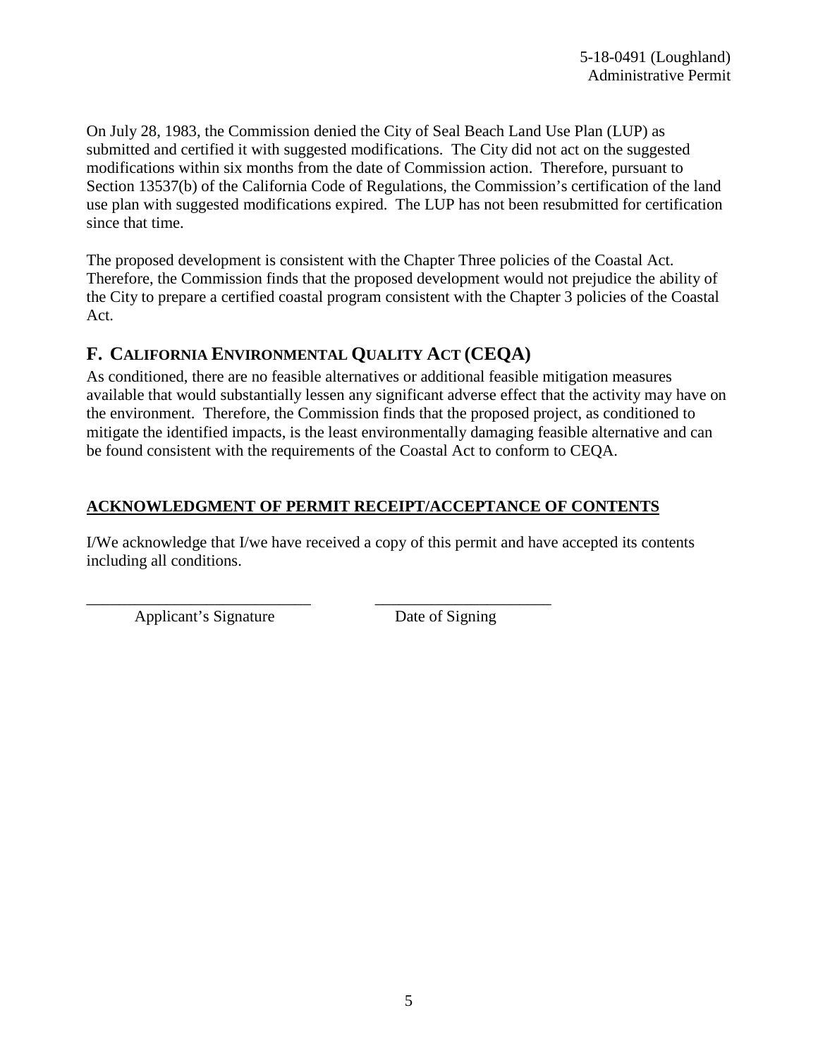On July 28, 1983, the Commission denied the City of Seal Beach Land Use Plan (LUP) as submitted and certified it with suggested modifications. The City did not act on the suggested modifications within six months from the date of Commission action. Therefore, pursuant to Section 13537(b) of the California Code of Regulations, the Commission's certification of the land use plan with suggested modifications expired. The LUP has not been resubmitted for certification since that time.

The proposed development is consistent with the Chapter Three policies of the Coastal Act. Therefore, the Commission finds that the proposed development would not prejudice the ability of the City to prepare a certified coastal program consistent with the Chapter 3 policies of the Coastal Act.

## F. California Environmental Quality Act (CEQA)

As conditioned, there are no feasible alternatives or additional feasible mitigation measures available that would substantially lessen any significant adverse effect that the activity may have on the environment. Therefore, the Commission finds that the proposed project, as conditioned to mitigate the identified impacts, is the least environmentally damaging feasible alternative and can be found consistent with the requirements of the Coastal Act to conform to CEQA.

**ACKNOWLEDGMENT OF PERMIT RECEIPT/ACCEPTANCE OF CONTENTS**

I/We acknowledge that I/we have received a copy of this permit and have accepted its contents including all conditions.

\_\_\_\_\_\_\_\_\_\_\_\_\_\_\_\_\_\_\_\_\_\_\_\_\_\_\_\_ \_\_\_\_\_\_\_\_\_\_\_\_\_\_\_\_\_\_\_\_\_\_
Applicant's Signature Date of Signing